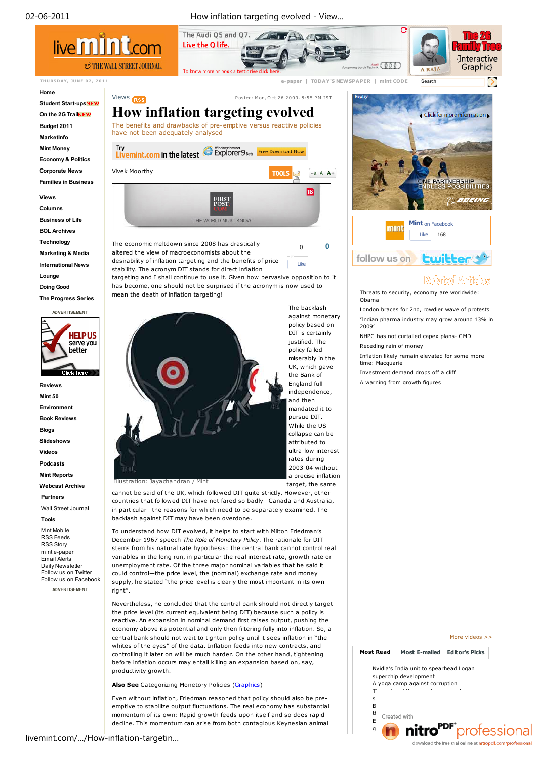Views

Posted: Mon, Oct 26 2009. 8:55 PM IST

# How inflation targeting evolved

The benefits and drawbacks of pre-emptive versus reactive policies have not been adequately analysed

Vivek Moorthy

The economic meltdown since 2008 has drastically altered the view of macroeconomists about the desirability of inflation targeting and the benefits of price stability. The acronym DIT stands for direct inflation targeting and I shall continue to use it. Given how pervasive opposition to it has become, one should not be surprised if the acronym is now used to mean the death of inflation targeting!

The backlash against monetary policy based on DIT is certainly justified. The policy failed miserably in the UK, which gave the Bank of England full independence, and then mandated it to pursue DIT. While the US collapse can be attributed to ultra-low interest rates during 2003-04 without a precise inflation target, the same cannot be said of the UK, which followed DIT quite strictly. However, other countries that followed DIT have not fared so badly—Canada and Australia, in particular—the reasons for which need to be separately examined. The backlash against DIT may have been overdone.

Illustration: Jayachandran / Mint

To understand how DIT evolved, it helps to start with Milton Friedman's December 1967 speech *The Role of Monetary Policy*. The rationale for DIT stems from his natural rate hypothesis: The central bank cannot control real variables in the long run, in particular the real interest rate, growth rate or unemployment rate. Of the three major nominal variables that he said it could control—the price level, the (nominal) exchange rate and money supply, he stated "the price level is clearly the most important in its own right".

Nevertheless, he concluded that the central bank should not directly target the price level (its current equivalent being DIT) because such a policy is reactive. An expansion in nominal demand first raises output, pushing the economy above its potential and only then filtering fully into inflation. So, a central bank should not wait to tighten policy until it sees inflation in "the whites of the eyes" of the data. Inflation feeds into new contracts, and controlling it later on will be much harder. On the other hand, tightening before inflation occurs may entail killing an expansion based on, say, productivity growth.

**Also See** Categorizing Monetory Policies (Graphics)

Even without inflation, Friedman reasoned that policy should also be pre-emptive to stabilize output fluctuations. The real economy has substantial momentum of its own: Rapid growth feeds upon itself and so does rapid decline. This momentum can arise from both contagious Keynesian animal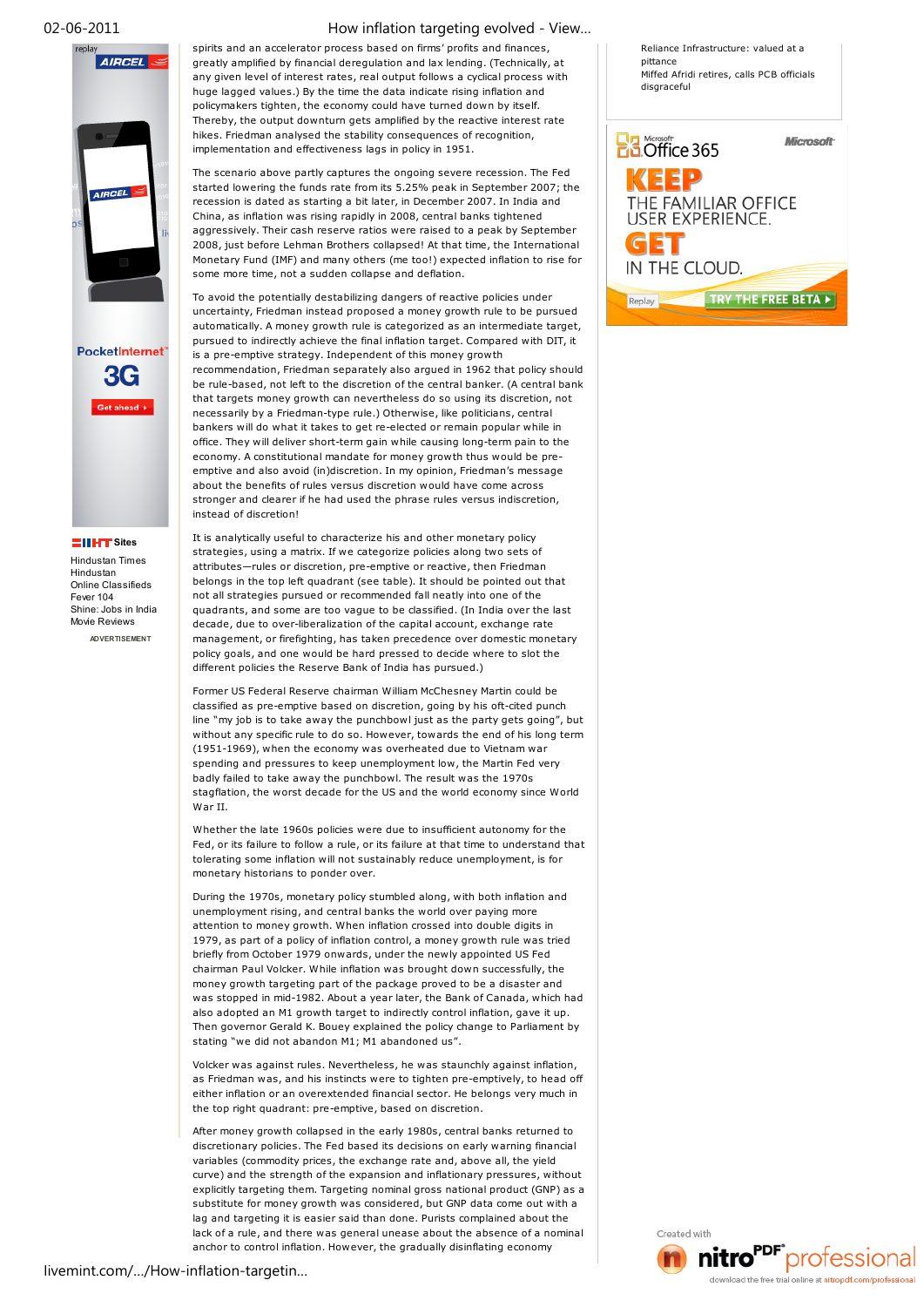spirits and an accelerator process based on firms' profits and finances, greatly amplified by financial deregulation and lax lending. (Technically, at any given level of interest rates, real output follows a cyclical process with huge lagged values.) By the time the data indicate rising inflation and policymakers tighten, the economy could have turned down by itself. Thereby, the output downturn gets amplified by the reactive interest rate hikes. Friedman analysed the stability consequences of recognition, implementation and effectiveness lags in policy in 1951.

The scenario above partly captures the ongoing severe recession. The Fed started lowering the funds rate from its 5.25% peak in September 2007; the recession is dated as starting a bit later, in December 2007. In India and China, as inflation was rising rapidly in 2008, central banks tightened aggressively. Their cash reserve ratios were raised to a peak by September 2008, just before Lehman Brothers collapsed! At that time, the International Monetary Fund (IMF) and many others (me too!) expected inflation to rise for some more time, not a sudden collapse and deflation.

To avoid the potentially destabilizing dangers of reactive policies under uncertainty, Friedman instead proposed a money growth rule to be pursued automatically. A money growth rule is categorized as an intermediate target, pursued to indirectly achieve the final inflation target. Compared with DIT, it is a pre-emptive strategy. Independent of this money growth recommendation, Friedman separately also argued in 1962 that policy should be rule-based, not left to the discretion of the central banker. (A central bank that targets money growth can nevertheless do so using its discretion, not necessarily by a Friedman-type rule.) Otherwise, like politicians, central bankers will do what it takes to get re-elected or remain popular while in office. They will deliver short-term gain while causing long-term pain to the economy. A constitutional mandate for money growth thus would be pre-emptive and also avoid (in)discretion. In my opinion, Friedman's message about the benefits of rules versus discretion would have come across stronger and clearer if he had used the phrase rules versus indiscretion, instead of discretion!

It is analytically useful to characterize his and other monetary policy strategies, using a matrix. If we categorize policies along two sets of attributes—rules or discretion, pre-emptive or reactive, then Friedman belongs in the top left quadrant (see table). It should be pointed out that not all strategies pursued or recommended fall neatly into one of the quadrants, and some are too vague to be classified. (In India over the last decade, due to over-liberalization of the capital account, exchange rate management, or firefighting, has taken precedence over domestic monetary policy goals, and one would be hard pressed to decide where to slot the different policies the Reserve Bank of India has pursued.)

Former US Federal Reserve chairman William McChesney Martin could be classified as pre-emptive based on discretion, going by his oft-cited punch line "my job is to take away the punchbowl just as the party gets going", but without any specific rule to do so. However, towards the end of his long term (1951-1969), when the economy was overheated due to Vietnam war spending and pressures to keep unemployment low, the Martin Fed very badly failed to take away the punchbowl. The result was the 1970s stagflation, the worst decade for the US and the world economy since World War II.

Whether the late 1960s policies were due to insufficient autonomy for the Fed, or its failure to follow a rule, or its failure at that time to understand that tolerating some inflation will not sustainably reduce unemployment, is for monetary historians to ponder over.

During the 1970s, monetary policy stumbled along, with both inflation and unemployment rising, and central banks the world over paying more attention to money growth. When inflation crossed into double digits in 1979, as part of a policy of inflation control, a money growth rule was tried briefly from October 1979 onwards, under the newly appointed US Fed chairman Paul Volcker. While inflation was brought down successfully, the money growth targeting part of the package proved to be a disaster and was stopped in mid-1982. About a year later, the Bank of Canada, which had also adopted an M1 growth target to indirectly control inflation, gave it up. Then governor Gerald K. Bouey explained the policy change to Parliament by stating "we did not abandon M1; M1 abandoned us".

Volcker was against rules. Nevertheless, he was staunchly against inflation, as Friedman was, and his instincts were to tighten pre-emptively, to head off either inflation or an overextended financial sector. He belongs very much in the top right quadrant: pre-emptive, based on discretion.

After money growth collapsed in the early 1980s, central banks returned to discretionary policies. The Fed based its decisions on early warning financial variables (commodity prices, the exchange rate and, above all, the yield curve) and the strength of the expansion and inflationary pressures, without explicitly targeting them. Targeting nominal gross national product (GNP) as a substitute for money growth was considered, but GNP data come out with a lag and targeting it is easier said than done. Purists complained about the lack of a rule, and there was general unease about the absence of a nominal anchor to control inflation. However, the gradually disinflating economy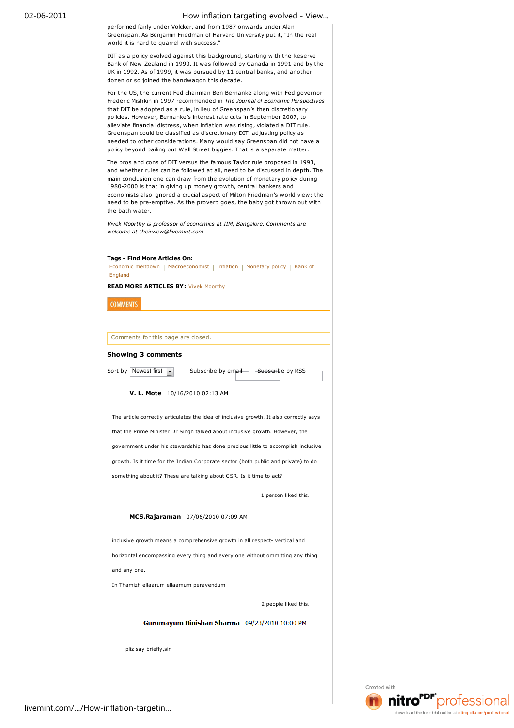performed fairly under Volcker, and from 1987 onwards under Alan Greenspan. As Benjamin Friedman of Harvard University put it, "In the real world it is hard to quarrel with success."

DIT as a policy evolved against this background, starting with the Reserve Bank of New Zealand in 1990. It was followed by Canada in 1991 and by the UK in 1992. As of 1999, it was pursued by 11 central banks, and another dozen or so joined the bandwagon this decade.

For the US, the current Fed chairman Ben Bernanke along with Fed governor Frederic Mishkin in 1997 recommended in *The Journal of Economic Perspectives* that DIT be adopted as a rule, in lieu of Greenspan's then discretionary policies. However, Bernanke's interest rate cuts in September 2007, to alleviate financial distress, when inflation was rising, violated a DIT rule. Greenspan could be classified as discretionary DIT, adjusting policy as needed to other considerations. Many would say Greenspan did not have a policy beyond bailing out Wall Street biggies. That is a separate matter.

The pros and cons of DIT versus the famous Taylor rule proposed in 1993, and whether rules can be followed at all, need to be discussed in depth. The main conclusion one can draw from the evolution of monetary policy during 1980-2000 is that in giving up money growth, central bankers and economists also ignored a crucial aspect of Milton Friedman's world view: the need to be pre-emptive. As the proverb goes, the baby got thrown out with the bath water.

*Vivek Moorthy is professor of economics at IIM, Bangalore. Comments are welcome at theirview@livemint.com*

**Tags - Find More Articles On:**
Economic meltdown | Macroeconomist | Inflation | Monetary policy | Bank of England

**READ MORE ARTICLES BY:** Vivek Moorthy

COMMENTS

Comments for this page are closed.

**Showing 3 comments**

Sort by Newest first    Subscribe by email    Subscribe by RSS

**V. L. Mote** 10/16/2010 02:13 AM

The article correctly articulates the idea of inclusive growth. It also correctly says that the Prime Minister Dr Singh talked about inclusive growth. However, the government under his stewardship has done precious little to accomplish inclusive growth. Is it time for the Indian Corporate sector (both public and private) to do something about it? These are talking about CSR. Is it time to act?

1 person liked this.

**MCS.Rajaraman** 07/06/2010 07:09 AM

inclusive growth means a comprehensive growth in all respect- vertical and horizontal encompassing every thing and every one without ommitting any thing and any one.

In Thamizh ellaarum ellaamum peravendum

2 people liked this.

**Gurumayum Binishan Sharma** 09/23/2010 10:00 PM

pliz say briefly,sir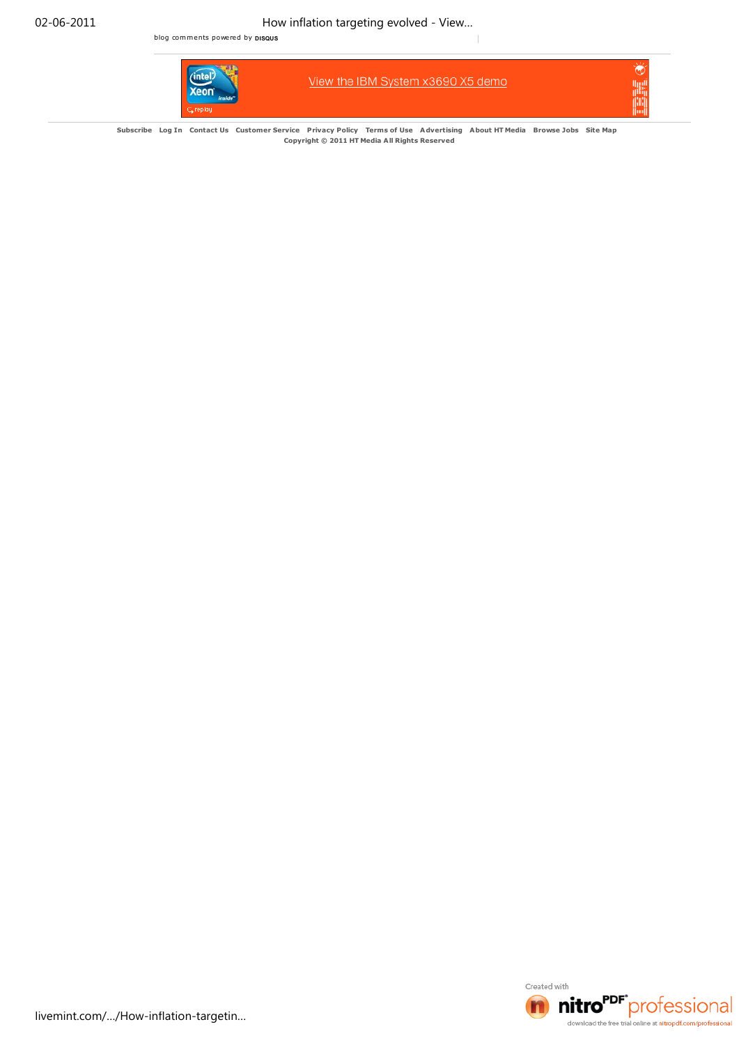blog comments powered by DISQUS

View the IBM System x3690 X5 demo

Subscribe Log In Contact Us Customer Service Privacy Policy Terms of Use Advertising About HT Media Browse Jobs Site Map

Copyright © 2011 HT Media All Rights Reserved